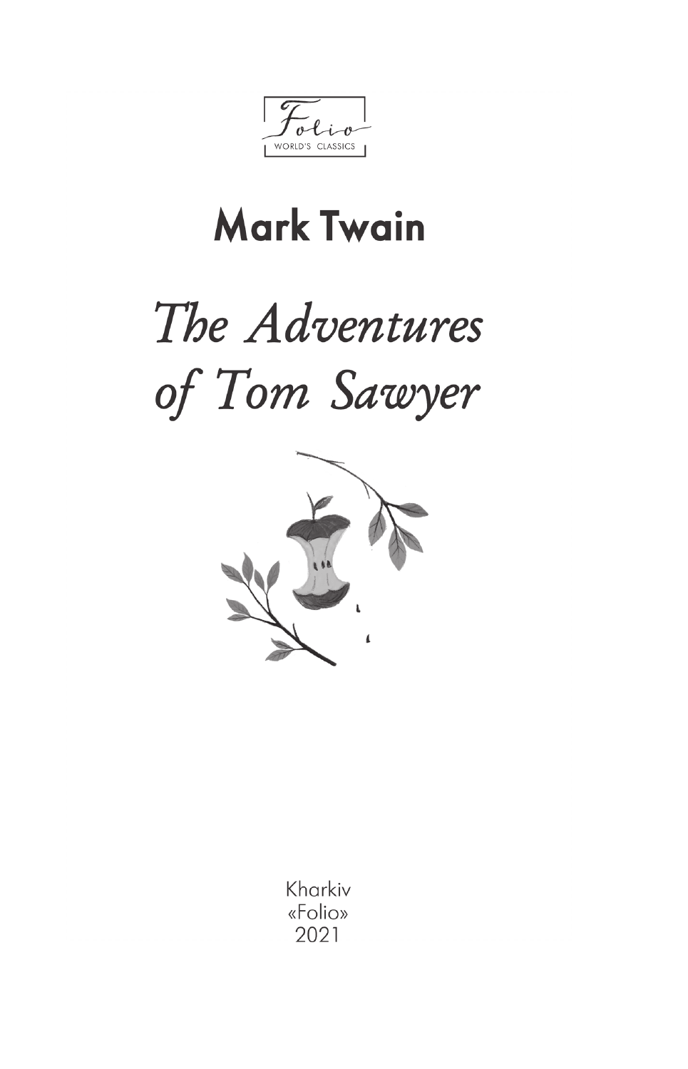Folio
WORLD'S CLASSICS

**Mark Twain**

# *The Adventures of Tom Sawyer*

Kharkiv
«Folio»
2021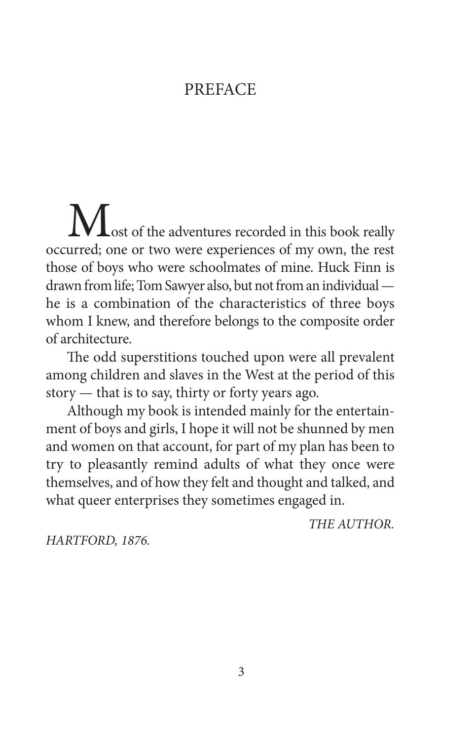# PREFACE

Most of the adventures recorded in this book really occurred; one or two were experiences of my own, the rest those of boys who were schoolmates of mine. Huck Finn is drawn from life; Tom Sawyer also, but not from an individual — he is a combination of the characteristics of three boys whom I knew, and therefore belongs to the composite order of architecture.

The odd superstitions touched upon were all prevalent among children and slaves in the West at the period of this story — that is to say, thirty or forty years ago.

Although my book is intended mainly for the entertainment of boys and girls, I hope it will not be shunned by men and women on that account, for part of my plan has been to try to pleasantly remind adults of what they once were themselves, and of how they felt and thought and talked, and what queer enterprises they sometimes engaged in.

*THE AUTHOR.*

*HARTFORD, 1876.*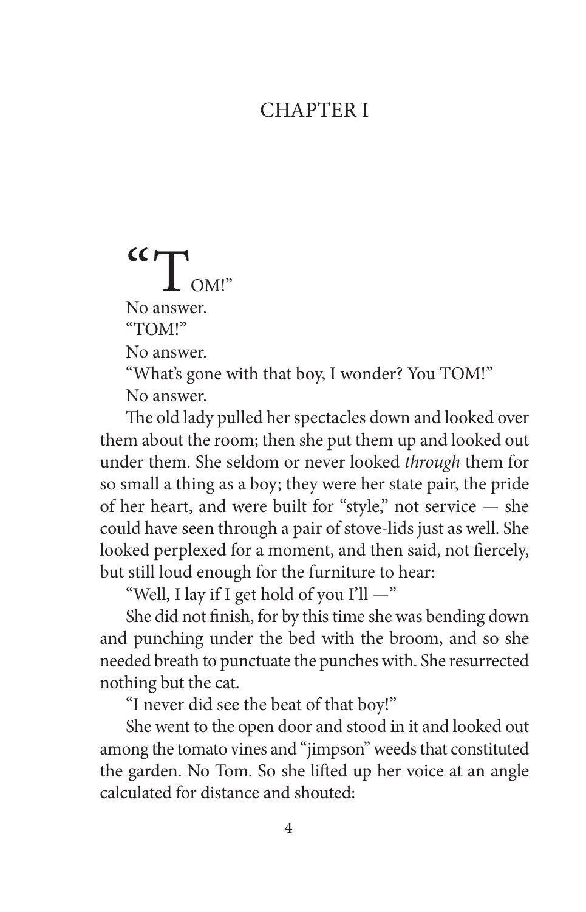# CHAPTER I

"TOM!"

No answer.

"TOM!"

No answer.

"What's gone with that boy, I wonder? You TOM!"

No answer.

The old lady pulled her spectacles down and looked over them about the room; then she put them up and looked out under them. She seldom or never looked *through* them for so small a thing as a boy; they were her state pair, the pride of her heart, and were built for "style," not service — she could have seen through a pair of stove-lids just as well. She looked perplexed for a moment, and then said, not fiercely, but still loud enough for the furniture to hear:

"Well, I lay if I get hold of you I'll —"

She did not finish, for by this time she was bending down and punching under the bed with the broom, and so she needed breath to punctuate the punches with. She resurrected nothing but the cat.

"I never did see the beat of that boy!"

She went to the open door and stood in it and looked out among the tomato vines and "jimpson" weeds that constituted the garden. No Tom. So she lifted up her voice at an angle calculated for distance and shouted: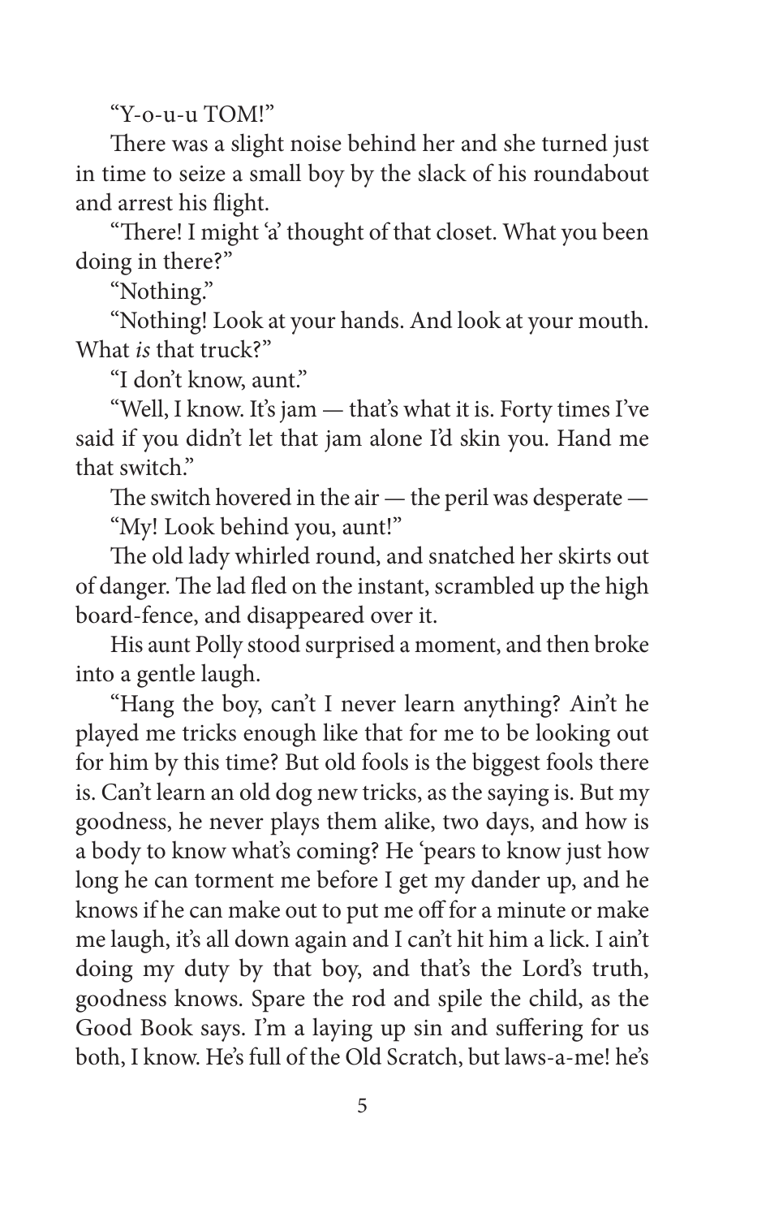"Y-o-u-u TOM!"

There was a slight noise behind her and she turned just in time to seize a small boy by the slack of his roundabout and arrest his flight.

"There! I might 'a' thought of that closet. What you been doing in there?"

"Nothing."

"Nothing! Look at your hands. And look at your mouth. What *is* that truck?"

"I don't know, aunt."

"Well, I know. It's jam — that's what it is. Forty times I've said if you didn't let that jam alone I'd skin you. Hand me that switch."

The switch hovered in the air — the peril was desperate —

"My! Look behind you, aunt!"

The old lady whirled round, and snatched her skirts out of danger. The lad fled on the instant, scrambled up the high board-fence, and disappeared over it.

His aunt Polly stood surprised a moment, and then broke into a gentle laugh.

"Hang the boy, can't I never learn anything? Ain't he played me tricks enough like that for me to be looking out for him by this time? But old fools is the biggest fools there is. Can't learn an old dog new tricks, as the saying is. But my goodness, he never plays them alike, two days, and how is a body to know what's coming? He 'pears to know just how long he can torment me before I get my dander up, and he knows if he can make out to put me off for a minute or make me laugh, it's all down again and I can't hit him a lick. I ain't doing my duty by that boy, and that's the Lord's truth, goodness knows. Spare the rod and spile the child, as the Good Book says. I'm a laying up sin and suffering for us both, I know. He's full of the Old Scratch, but laws-a-me! he's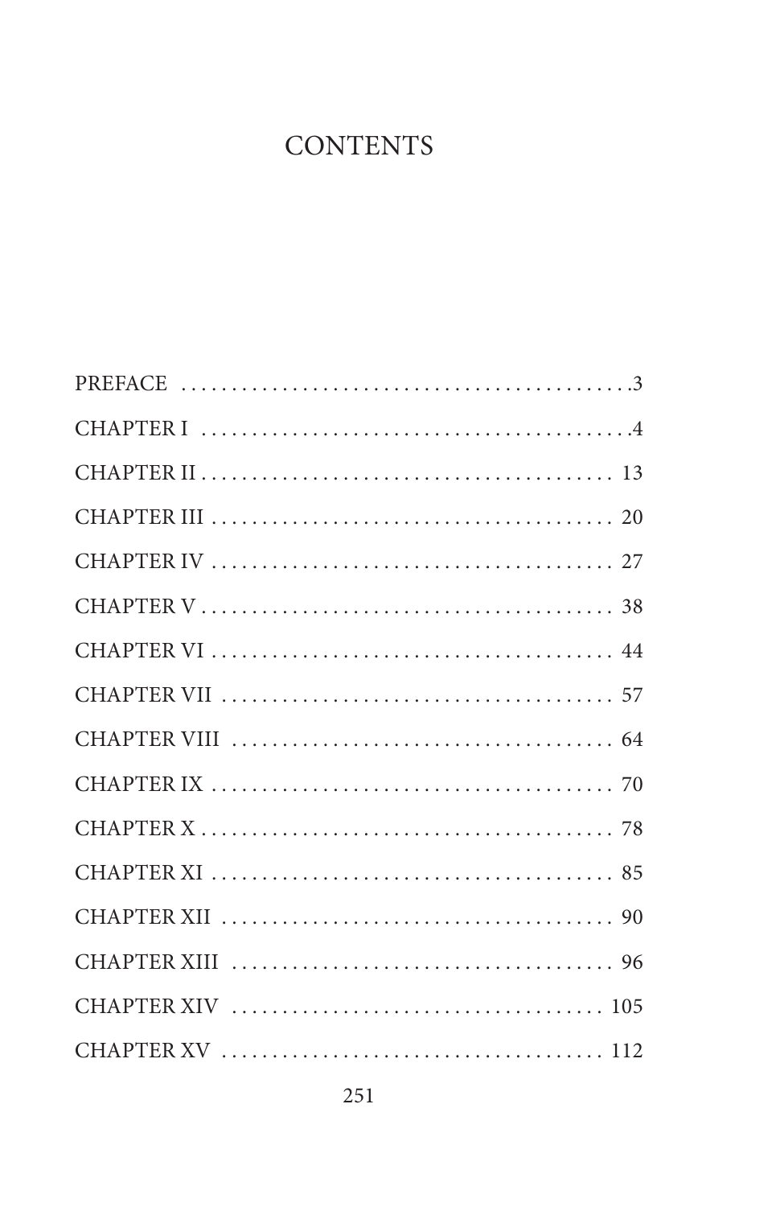# CONTENTS

PREFACE ............................................3

CHAPTER I ............................................4

CHAPTER II ............................................ 13

CHAPTER III ............................................ 20

CHAPTER IV ............................................ 27

CHAPTER V ............................................ 38

CHAPTER VI ............................................ 44

CHAPTER VII ............................................ 57

CHAPTER VIII ............................................ 64

CHAPTER IX ............................................ 70

CHAPTER X ............................................ 78

CHAPTER XI ............................................ 85

CHAPTER XII ............................................ 90

CHAPTER XIII ............................................ 96

CHAPTER XIV ............................................ 105

CHAPTER XV ............................................ 112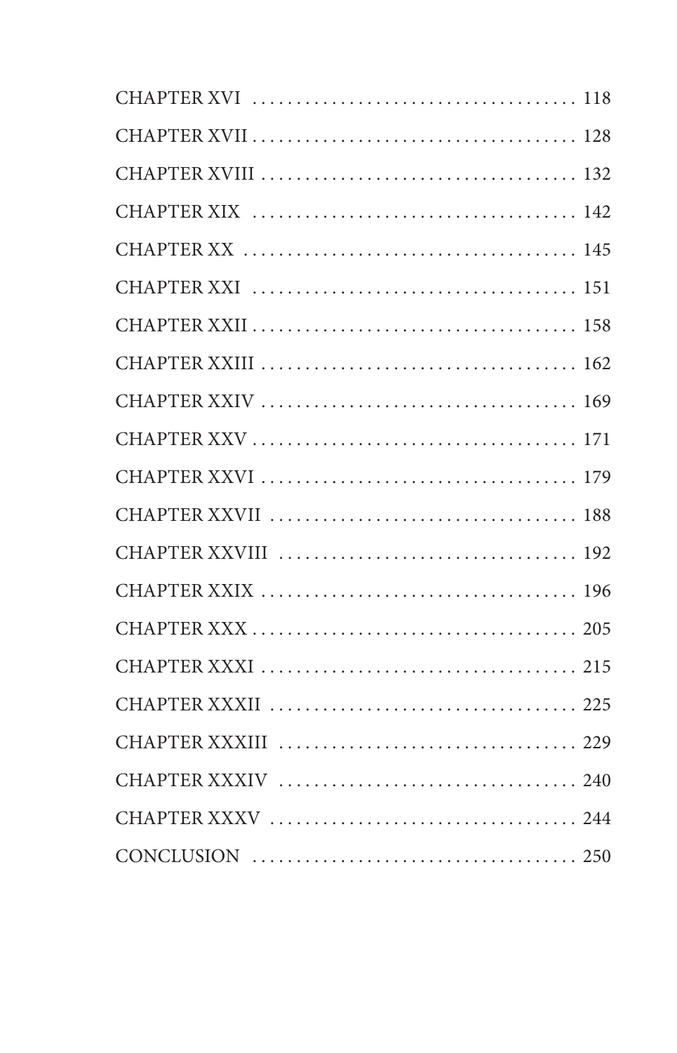CHAPTER XVI . . . . . . . . . . . . . . . . . . . . . . . . . . . . . . . . . . . . . 118

CHAPTER XVII . . . . . . . . . . . . . . . . . . . . . . . . . . . . . . . . . . . . . 128

CHAPTER XVIII . . . . . . . . . . . . . . . . . . . . . . . . . . . . . . . . . . . . 132

CHAPTER XIX . . . . . . . . . . . . . . . . . . . . . . . . . . . . . . . . . . . . . 142

CHAPTER XX . . . . . . . . . . . . . . . . . . . . . . . . . . . . . . . . . . . . . . 145

CHAPTER XXI . . . . . . . . . . . . . . . . . . . . . . . . . . . . . . . . . . . . . 151

CHAPTER XXII . . . . . . . . . . . . . . . . . . . . . . . . . . . . . . . . . . . . . 158

CHAPTER XXIII . . . . . . . . . . . . . . . . . . . . . . . . . . . . . . . . . . . . 162

CHAPTER XXIV . . . . . . . . . . . . . . . . . . . . . . . . . . . . . . . . . . . . 169

CHAPTER XXV . . . . . . . . . . . . . . . . . . . . . . . . . . . . . . . . . . . . . 171

CHAPTER XXVI . . . . . . . . . . . . . . . . . . . . . . . . . . . . . . . . . . . . 179

CHAPTER XXVII . . . . . . . . . . . . . . . . . . . . . . . . . . . . . . . . . . . 188

CHAPTER XXVIII . . . . . . . . . . . . . . . . . . . . . . . . . . . . . . . . . . 192

CHAPTER XXIX . . . . . . . . . . . . . . . . . . . . . . . . . . . . . . . . . . . . 196

CHAPTER XXX . . . . . . . . . . . . . . . . . . . . . . . . . . . . . . . . . . . . . 205

CHAPTER XXXI . . . . . . . . . . . . . . . . . . . . . . . . . . . . . . . . . . . . 215

CHAPTER XXXII . . . . . . . . . . . . . . . . . . . . . . . . . . . . . . . . . . . 225

CHAPTER XXXIII . . . . . . . . . . . . . . . . . . . . . . . . . . . . . . . . . . 229

CHAPTER XXXIV . . . . . . . . . . . . . . . . . . . . . . . . . . . . . . . . . . 240

CHAPTER XXXV . . . . . . . . . . . . . . . . . . . . . . . . . . . . . . . . . . . 244

CONCLUSION . . . . . . . . . . . . . . . . . . . . . . . . . . . . . . . . . . . . . 250